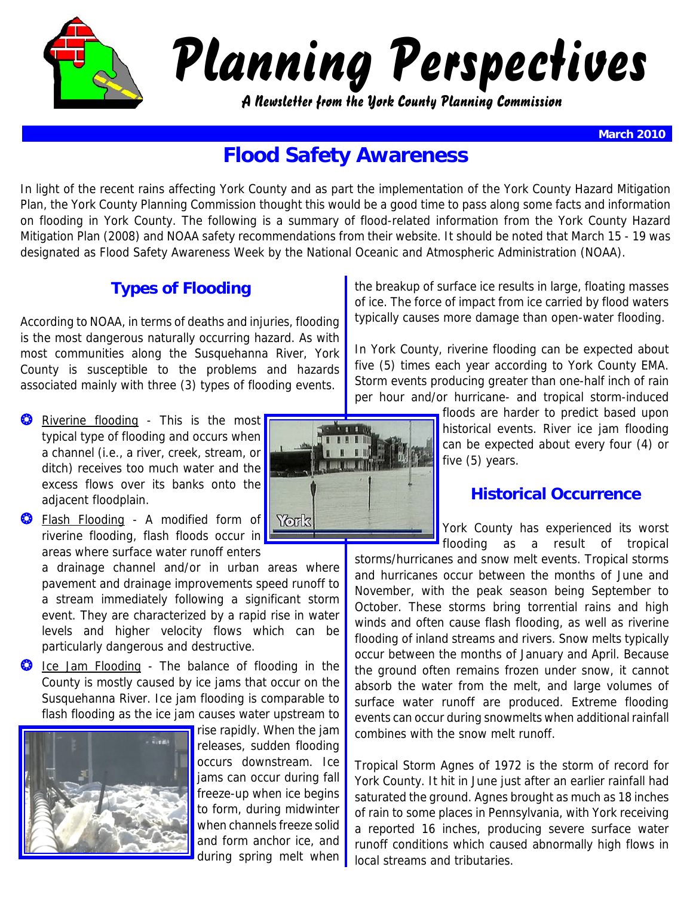# Planning Perspectives

*A Newsletter from the York County Planning Commission*

**March 2010**

## Flood Safety Awareness

In light of the recent rains affecting York County and as part the implementation of the York County Hazard Mitigation Plan, the York County Planning Commission thought this would be a good time to pass along some facts and information on flooding in York County. The following is a summary of flood-related information from the York County Hazard Mitigation Plan (2008) and NOAA safety recommendations from their website. It should be noted that March 15 - 19 was designated as Flood Safety Awareness Week by the National Oceanic and Atmospheric Administration (NOAA).

### Types of Flooding

According to NOAA, in terms of deaths and injuries, flooding is the most dangerous naturally occurring hazard. As with most communities along the Susquehanna River, York County is susceptible to the problems and hazards associated mainly with three (3) types of flooding events.

- Riverine flooding - This is the most typical type of flooding and occurs when a channel (i.e., a river, creek, stream, or ditch) receives too much water and the excess flows over its banks onto the adjacent floodplain.
- Flash Flooding - A modified form of riverine flooding, flash floods occur in areas where surface water runoff enters a drainage channel and/or in urban areas where pavement and drainage improvements speed runoff to a stream immediately following a significant storm event. They are characterized by a rapid rise in water levels and higher velocity flows which can be particularly dangerous and destructive.
- Ice Jam Flooding - The balance of flooding in the County is mostly caused by ice jams that occur on the Susquehanna River. Ice jam flooding is comparable to flash flooding as the ice jam causes water upstream to rise rapidly. When the jam releases, sudden flooding occurs downstream. Ice jams can occur during fall freeze-up when ice begins to form, during midwinter when channels freeze solid and form anchor ice, and during spring melt when the breakup of surface ice results in large, floating masses of ice. The force of impact from ice carried by flood waters typically causes more damage than open-water flooding.

In York County, riverine flooding can be expected about five (5) times each year according to York County EMA. Storm events producing greater than one-half inch of rain per hour and/or hurricane- and tropical storm-induced floods are harder to predict based upon historical events. River ice jam flooding can be expected about every four (4) or five (5) years.

### Historical Occurrence

York County has experienced its worst flooding as a result of tropical storms/hurricanes and snow melt events. Tropical storms and hurricanes occur between the months of June and November, with the peak season being September to October. These storms bring torrential rains and high winds and often cause flash flooding, as well as riverine flooding of inland streams and rivers. Snow melts typically occur between the months of January and April. Because the ground often remains frozen under snow, it cannot absorb the water from the melt, and large volumes of surface water runoff are produced. Extreme flooding events can occur during snowmelts when additional rainfall combines with the snow melt runoff.

Tropical Storm Agnes of 1972 is the storm of record for York County. It hit in June just after an earlier rainfall had saturated the ground. Agnes brought as much as 18 inches of rain to some places in Pennsylvania, with York receiving a reported 16 inches, producing severe surface water runoff conditions which caused abnormally high flows in local streams and tributaries.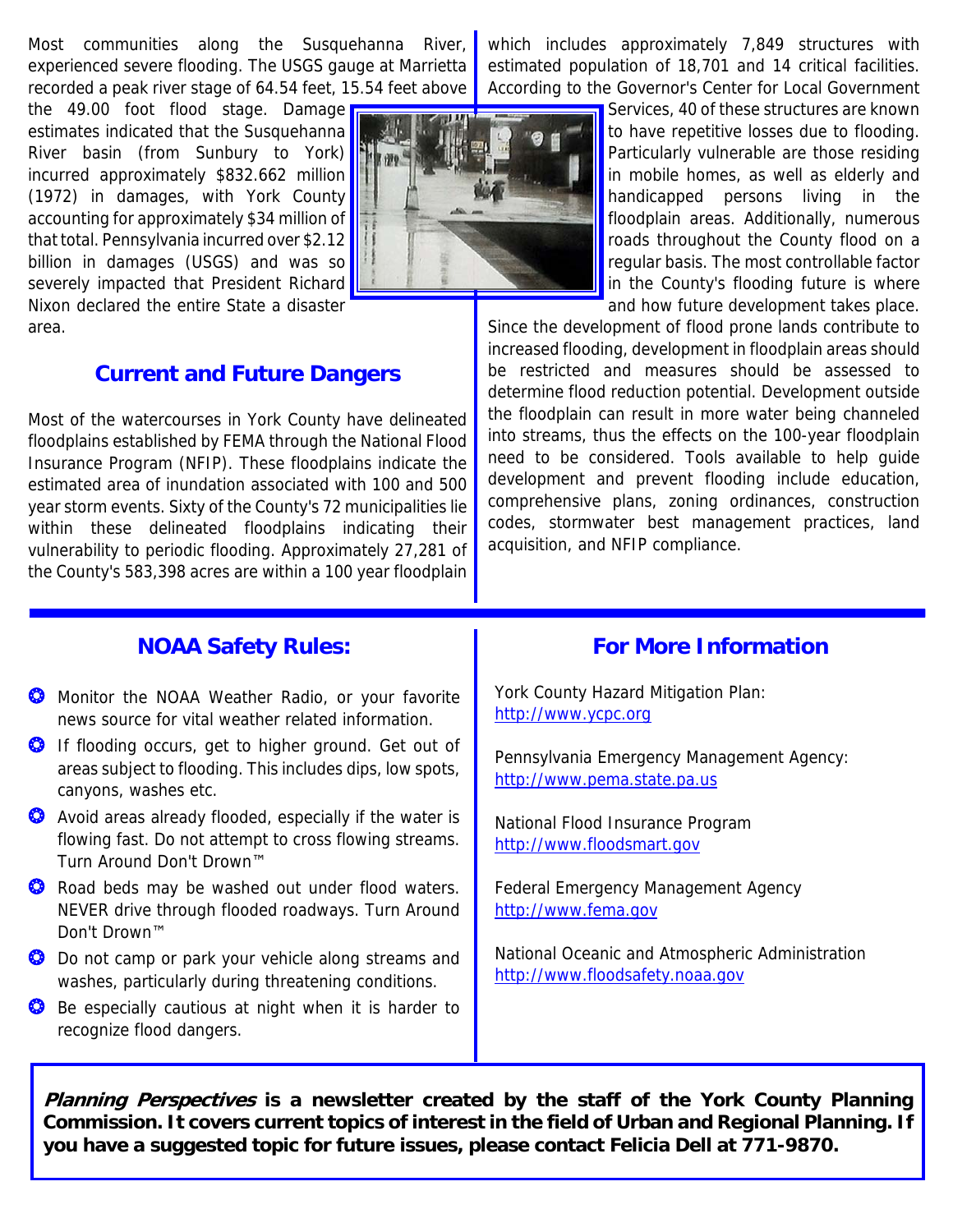Most communities along the Susquehanna River, experienced severe flooding. The USGS gauge at Marrietta recorded a peak river stage of 64.54 feet, 15.54 feet above the 49.00 foot flood stage. Damage estimates indicated that the Susquehanna River basin (from Sunbury to York) incurred approximately $832.662 million (1972) in damages, with York County accounting for approximately $34 million of that total. Pennsylvania incurred over $2.12 billion in damages (USGS) and was so severely impacted that President Richard Nixon declared the entire State a disaster area.

## Current and Future Dangers

Most of the watercourses in York County have delineated floodplains established by FEMA through the National Flood Insurance Program (NFIP). These floodplains indicate the estimated area of inundation associated with 100 and 500 year storm events. Sixty of the County's 72 municipalities lie within these delineated floodplains indicating their vulnerability to periodic flooding. Approximately 27,281 of the County's 583,398 acres are within a 100 year floodplain which includes approximately 7,849 structures with estimated population of 18,701 and 14 critical facilities. According to the Governor's Center for Local Government Services, 40 of these structures are known to have repetitive losses due to flooding. Particularly vulnerable are those residing in mobile homes, as well as elderly and handicapped persons living in the floodplain areas. Additionally, numerous roads throughout the County flood on a regular basis. The most controllable factor in the County's flooding future is where and how future development takes place.

Since the development of flood prone lands contribute to increased flooding, development in floodplain areas should be restricted and measures should be assessed to determine flood reduction potential. Development outside the floodplain can result in more water being channeled into streams, thus the effects on the 100-year floodplain need to be considered. Tools available to help guide development and prevent flooding include education, comprehensive plans, zoning ordinances, construction codes, stormwater best management practices, land acquisition, and NFIP compliance.

## NOAA Safety Rules:

- Monitor the NOAA Weather Radio, or your favorite news source for vital weather related information.
- If flooding occurs, get to higher ground. Get out of areas subject to flooding. This includes dips, low spots, canyons, washes etc.
- Avoid areas already flooded, especially if the water is flowing fast. Do not attempt to cross flowing streams. Turn Around Don't Drown™
- Road beds may be washed out under flood waters. NEVER drive through flooded roadways. Turn Around Don't Drown™
- Do not camp or park your vehicle along streams and washes, particularly during threatening conditions.
- Be especially cautious at night when it is harder to recognize flood dangers.

## For More Information

York County Hazard Mitigation Plan:
http://www.ycpc.org

Pennsylvania Emergency Management Agency:
http://www.pema.state.pa.us

National Flood Insurance Program
http://www.floodsmart.gov

Federal Emergency Management Agency
http://www.fema.gov

National Oceanic and Atmospheric Administration
http://www.floodsafety.noaa.gov

***Planning Perspectives*** **is a newsletter created by the staff of the York County Planning Commission. It covers current topics of interest in the field of Urban and Regional Planning. If you have a suggested topic for future issues, please contact Felicia Dell at 771-9870.**